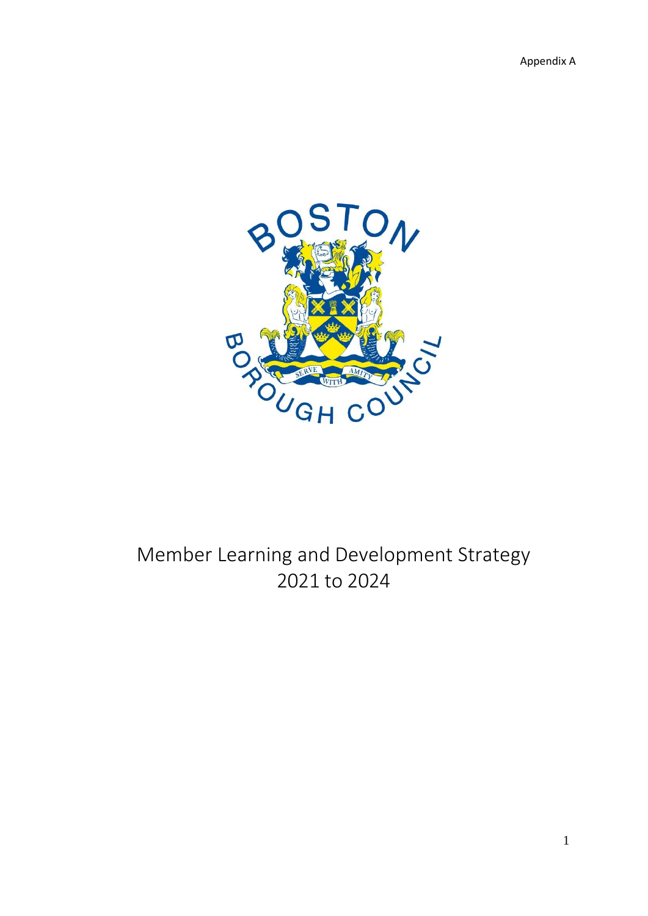Appendix A

# Member Learning and Development Strategy 2021 to 2024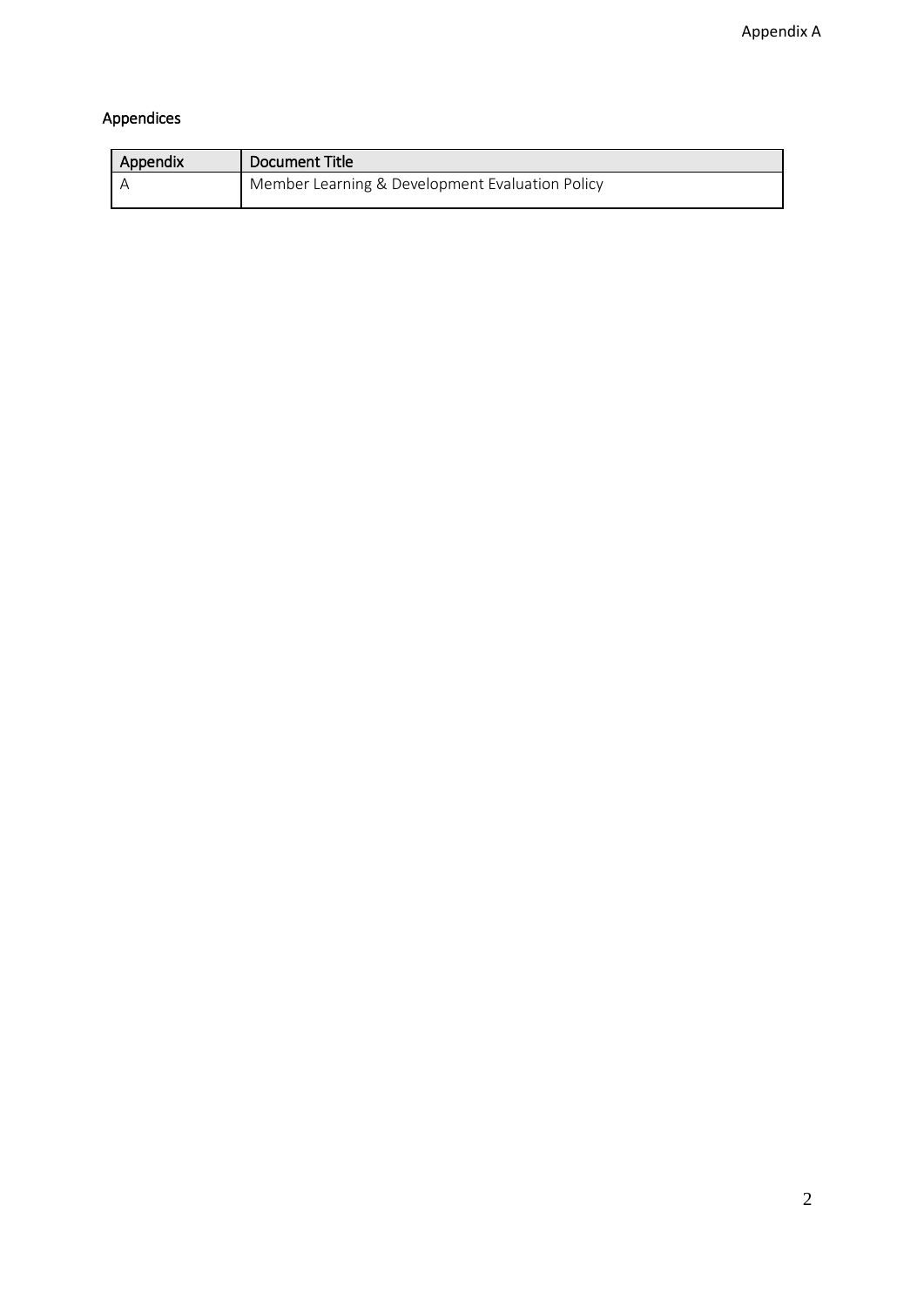## Appendices

| Appendix | Document Title |
|---|---|
| A | Member Learning & Development Evaluation Policy |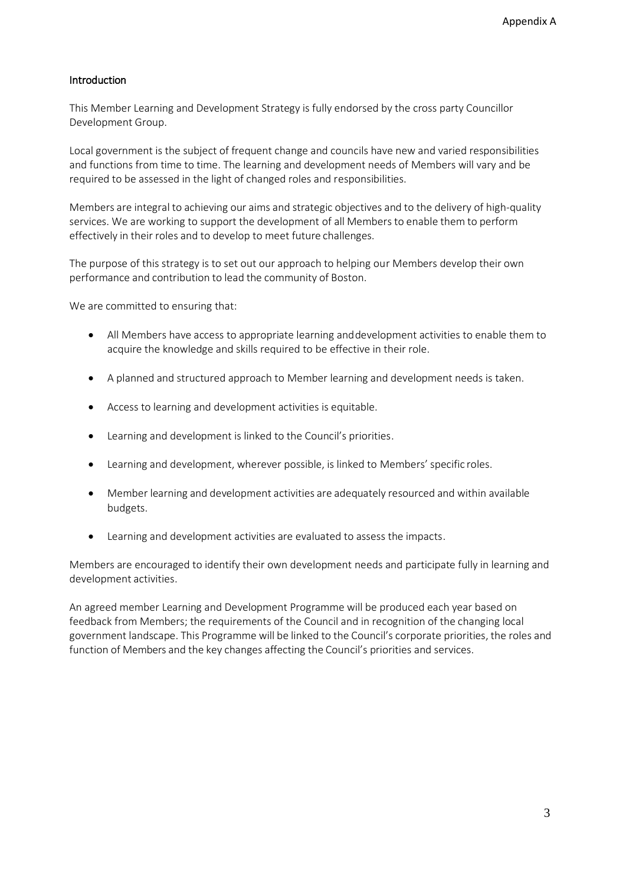## Introduction

This Member Learning and Development Strategy is fully endorsed by the cross party Councillor Development Group.

Local government is the subject of frequent change and councils have new and varied responsibilities and functions from time to time. The learning and development needs of Members will vary and be required to be assessed in the light of changed roles and responsibilities.

Members are integral to achieving our aims and strategic objectives and to the delivery of high-quality services. We are working to support the development of all Members to enable them to perform effectively in their roles and to develop to meet future challenges.

The purpose of this strategy is to set out our approach to helping our Members develop their own performance and contribution to lead the community of Boston.

We are committed to ensuring that:

- All Members have access to appropriate learning anddevelopment activities to enable them to acquire the knowledge and skills required to be effective in their role.
- A planned and structured approach to Member learning and development needs is taken.
- Access to learning and development activities is equitable.
- Learning and development is linked to the Council's priorities.
- Learning and development, wherever possible, is linked to Members' specific roles.
- Member learning and development activities are adequately resourced and within available budgets.
- Learning and development activities are evaluated to assess the impacts.

Members are encouraged to identify their own development needs and participate fully in learning and development activities.

An agreed member Learning and Development Programme will be produced each year based on feedback from Members; the requirements of the Council and in recognition of the changing local government landscape. This Programme will be linked to the Council's corporate priorities, the roles and function of Members and the key changes affecting the Council's priorities and services.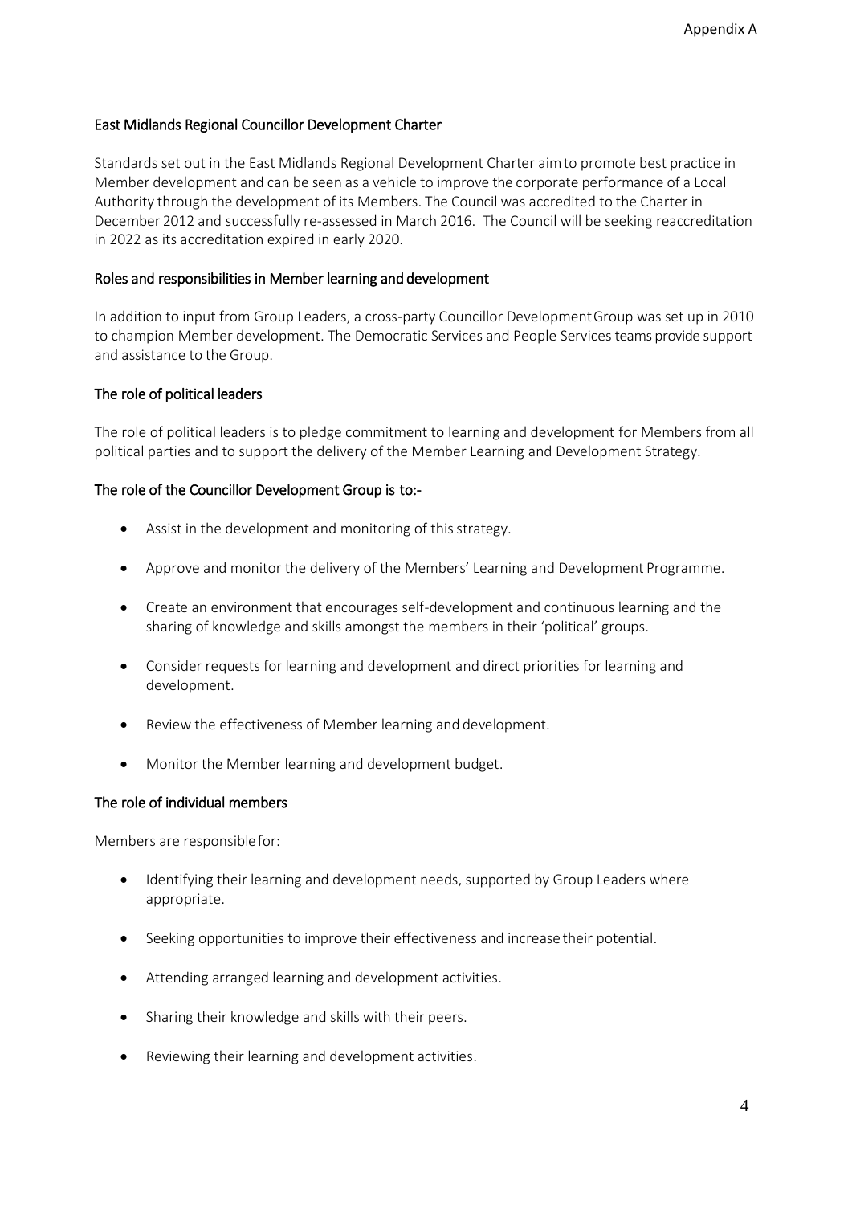Appendix A

## East Midlands Regional Councillor Development Charter

Standards set out in the East Midlands Regional Development Charter aim to promote best practice in Member development and can be seen as a vehicle to improve the corporate performance of a Local Authority through the development of its Members. The Council was accredited to the Charter in December 2012 and successfully re-assessed in March 2016. The Council will be seeking reaccreditation in 2022 as its accreditation expired in early 2020.

## Roles and responsibilities in Member learning and development

In addition to input from Group Leaders, a cross-party Councillor Development Group was set up in 2010 to champion Member development. The Democratic Services and People Services teams provide support and assistance to the Group.

### The role of political leaders

The role of political leaders is to pledge commitment to learning and development for Members from all political parties and to support the delivery of the Member Learning and Development Strategy.

### The role of the Councillor Development Group is to:-

- Assist in the development and monitoring of this strategy.
- Approve and monitor the delivery of the Members' Learning and Development Programme.
- Create an environment that encourages self-development and continuous learning and the sharing of knowledge and skills amongst the members in their 'political' groups.
- Consider requests for learning and development and direct priorities for learning and development.
- Review the effectiveness of Member learning and development.
- Monitor the Member learning and development budget.

### The role of individual members

Members are responsible for:

- Identifying their learning and development needs, supported by Group Leaders where appropriate.
- Seeking opportunities to improve their effectiveness and increase their potential.
- Attending arranged learning and development activities.
- Sharing their knowledge and skills with their peers.
- Reviewing their learning and development activities.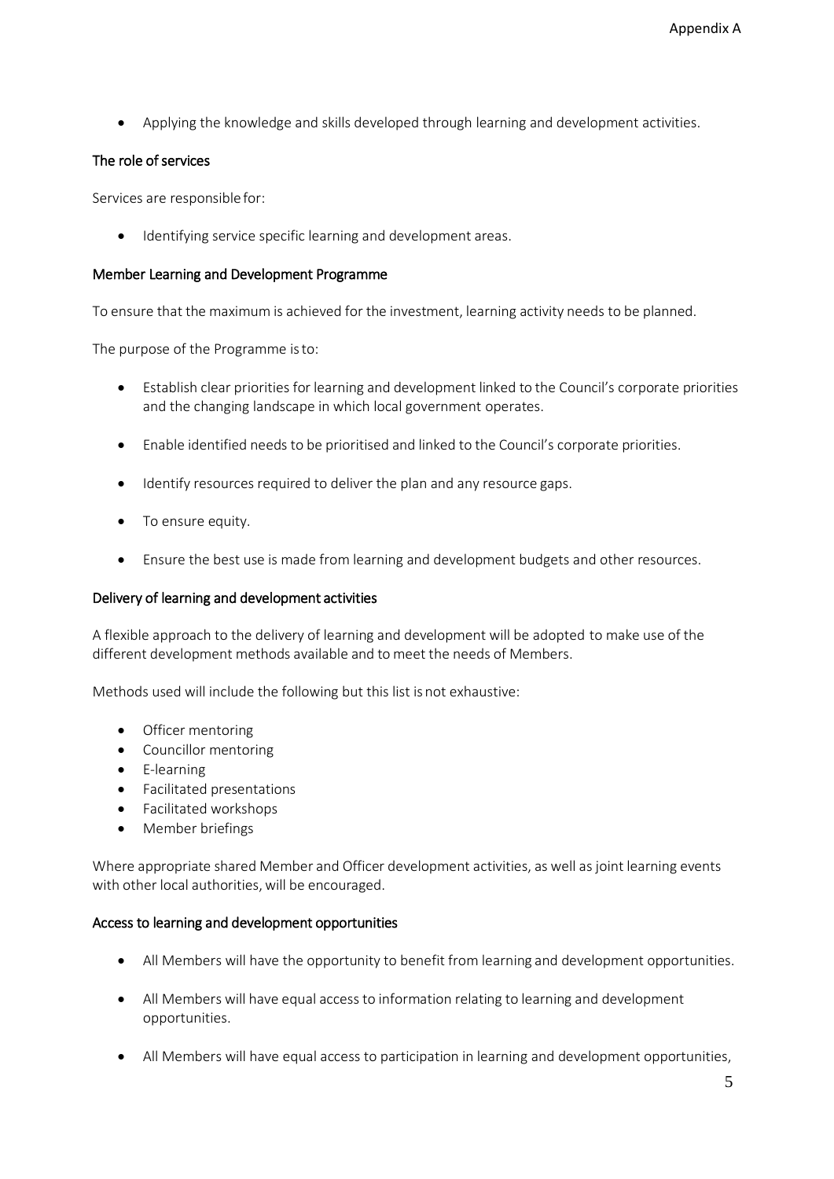- Applying the knowledge and skills developed through learning and development activities.

### The role of services

Services are responsible for:

- Identifying service specific learning and development areas.

### Member Learning and Development Programme

To ensure that the maximum is achieved for the investment, learning activity needs to be planned.

The purpose of the Programme is to:

- Establish clear priorities for learning and development linked to the Council's corporate priorities and the changing landscape in which local government operates.
- Enable identified needs to be prioritised and linked to the Council's corporate priorities.
- Identify resources required to deliver the plan and any resource gaps.
- To ensure equity.
- Ensure the best use is made from learning and development budgets and other resources.

### Delivery of learning and development activities

A flexible approach to the delivery of learning and development will be adopted to make use of the different development methods available and to meet the needs of Members.

Methods used will include the following but this list is not exhaustive:

- Officer mentoring
- Councillor mentoring
- E-learning
- Facilitated presentations
- Facilitated workshops
- Member briefings

Where appropriate shared Member and Officer development activities, as well as joint learning events with other local authorities, will be encouraged.

### Access to learning and development opportunities

- All Members will have the opportunity to benefit from learning and development opportunities.
- All Members will have equal access to information relating to learning and development opportunities.
- All Members will have equal access to participation in learning and development opportunities,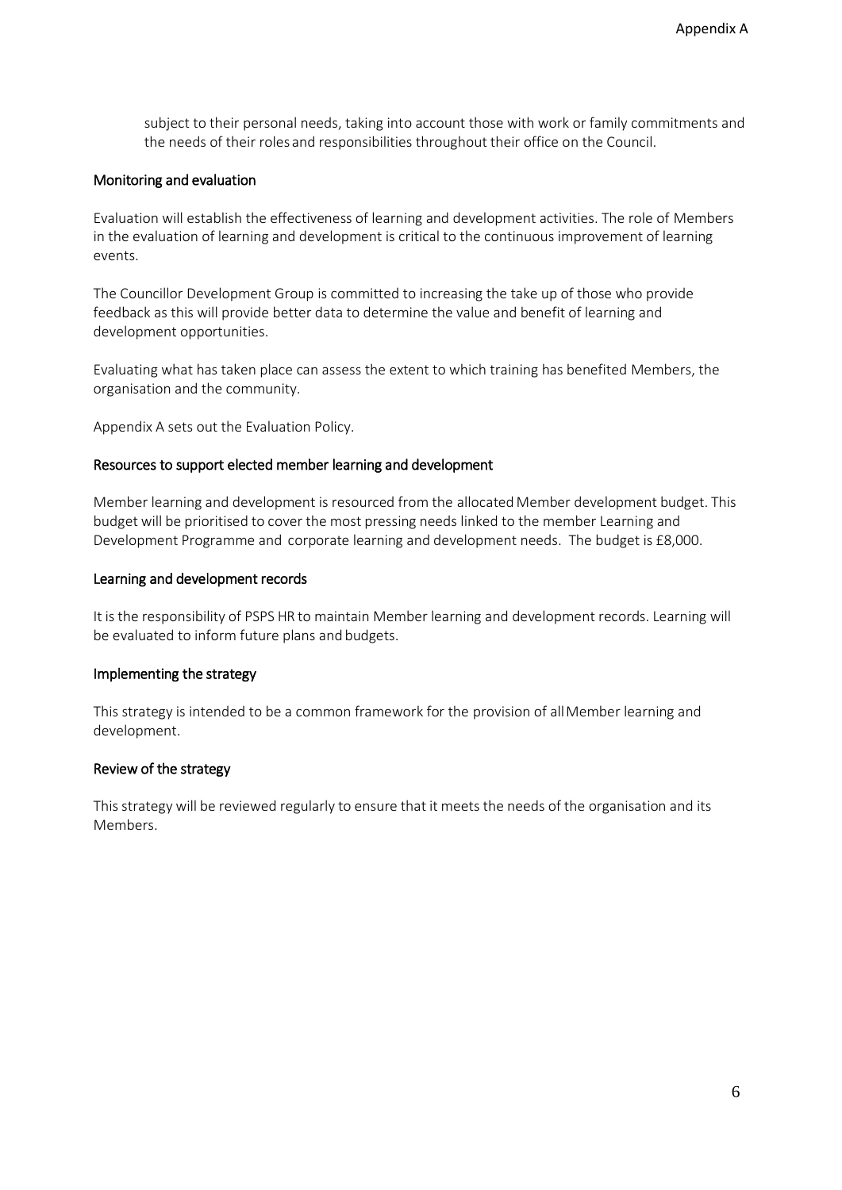subject to their personal needs, taking into account those with work or family commitments and the needs of their roles and responsibilities throughout their office on the Council.

## Monitoring and evaluation

Evaluation will establish the effectiveness of learning and development activities. The role of Members in the evaluation of learning and development is critical to the continuous improvement of learning events.

The Councillor Development Group is committed to increasing the take up of those who provide feedback as this will provide better data to determine the value and benefit of learning and development opportunities.

Evaluating what has taken place can assess the extent to which training has benefited Members, the organisation and the community.

Appendix A sets out the Evaluation Policy.

## Resources to support elected member learning and development

Member learning and development is resourced from the allocated Member development budget. This budget will be prioritised to cover the most pressing needs linked to the member Learning and Development Programme and corporate learning and development needs. The budget is £8,000.

## Learning and development records

It is the responsibility of PSPS HR to maintain Member learning and development records. Learning will be evaluated to inform future plans and budgets.

## Implementing the strategy

This strategy is intended to be a common framework for the provision of all Member learning and development.

## Review of the strategy

This strategy will be reviewed regularly to ensure that it meets the needs of the organisation and its Members.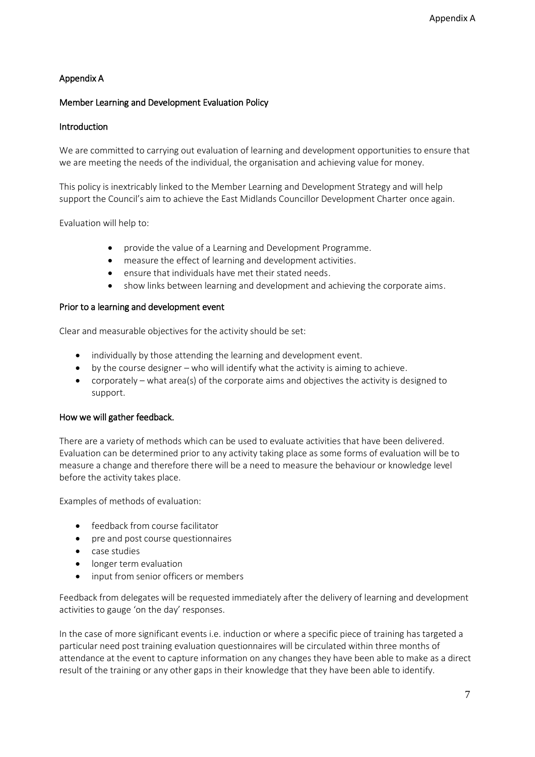## Appendix A

### Member Learning and Development Evaluation Policy

### Introduction

We are committed to carrying out evaluation of learning and development opportunities to ensure that we are meeting the needs of the individual, the organisation and achieving value for money.

This policy is inextricably linked to the Member Learning and Development Strategy and will help support the Council's aim to achieve the East Midlands Councillor Development Charter once again.

Evaluation will help to:

- provide the value of a Learning and Development Programme.
- measure the effect of learning and development activities.
- ensure that individuals have met their stated needs.
- show links between learning and development and achieving the corporate aims.

### Prior to a learning and development event

Clear and measurable objectives for the activity should be set:

- individually by those attending the learning and development event.
- by the course designer – who will identify what the activity is aiming to achieve.
- corporately – what area(s) of the corporate aims and objectives the activity is designed to support.

### How we will gather feedback.

There are a variety of methods which can be used to evaluate activities that have been delivered. Evaluation can be determined prior to any activity taking place as some forms of evaluation will be to measure a change and therefore there will be a need to measure the behaviour or knowledge level before the activity takes place.

Examples of methods of evaluation:

- feedback from course facilitator
- pre and post course questionnaires
- case studies
- longer term evaluation
- input from senior officers or members

Feedback from delegates will be requested immediately after the delivery of learning and development activities to gauge 'on the day' responses.

In the case of more significant events i.e. induction or where a specific piece of training has targeted a particular need post training evaluation questionnaires will be circulated within three months of attendance at the event to capture information on any changes they have been able to make as a direct result of the training or any other gaps in their knowledge that they have been able to identify.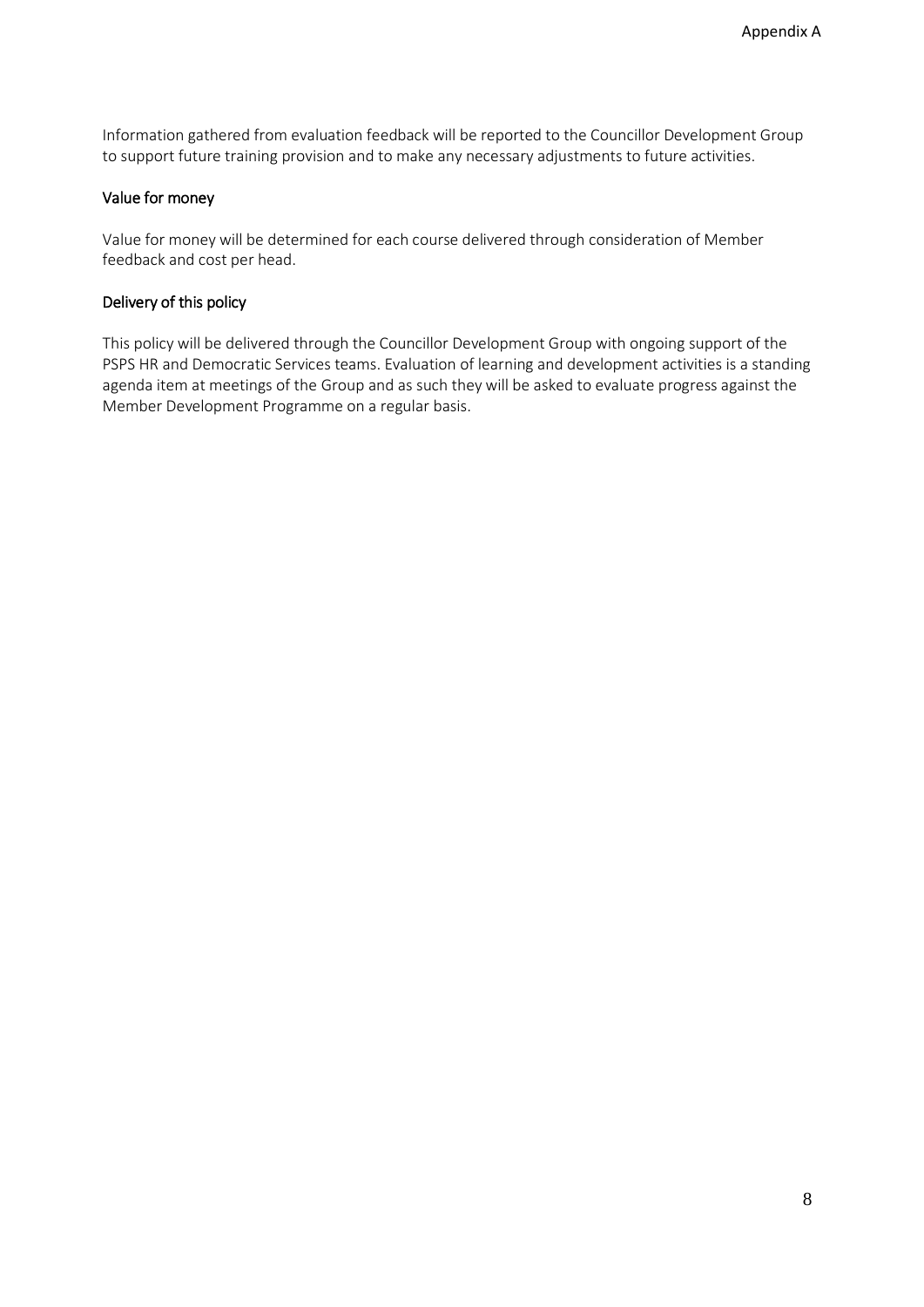Information gathered from evaluation feedback will be reported to the Councillor Development Group to support future training provision and to make any necessary adjustments to future activities.

### Value for money

Value for money will be determined for each course delivered through consideration of Member feedback and cost per head.

### Delivery of this policy

This policy will be delivered through the Councillor Development Group with ongoing support of the PSPS HR and Democratic Services teams. Evaluation of learning and development activities is a standing agenda item at meetings of the Group and as such they will be asked to evaluate progress against the Member Development Programme on a regular basis.